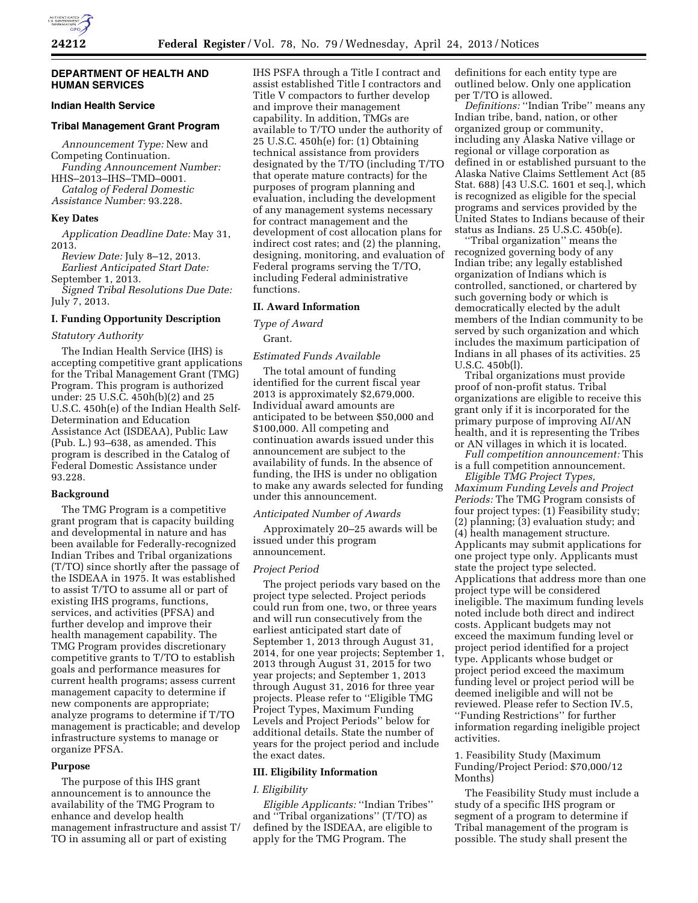## DEPARTMENT OF HEALTH AND HUMAN SERVICES

### Indian Health Service

### Tribal Management Grant Program

*Announcement Type:* New and Competing Continuation.

*Funding Announcement Number:* HHS–2013–IHS–TMD–0001.

*Catalog of Federal Domestic Assistance Number:* 93.228.

#### Key Dates

*Application Deadline Date:* May 31, 2013.

*Review Date:* July 8–12, 2013.

*Earliest Anticipated Start Date:* September 1, 2013.

*Signed Tribal Resolutions Due Date:* July 7, 2013.

#### I. Funding Opportunity Description

*Statutory Authority*

The Indian Health Service (IHS) is accepting competitive grant applications for the Tribal Management Grant (TMG) Program. This program is authorized under: 25 U.S.C. 450h(b)(2) and 25 U.S.C. 450h(e) of the Indian Health Self-Determination and Education Assistance Act (ISDEAA), Public Law (Pub. L.) 93–638, as amended. This program is described in the Catalog of Federal Domestic Assistance under 93.228.

#### Background

The TMG Program is a competitive grant program that is capacity building and developmental in nature and has been available for Federally-recognized Indian Tribes and Tribal organizations (T/TO) since shortly after the passage of the ISDEAA in 1975. It was established to assist T/TO to assume all or part of existing IHS programs, functions, services, and activities (PFSA) and further develop and improve their health management capability. The TMG Program provides discretionary competitive grants to T/TO to establish goals and performance measures for current health programs; assess current management capacity to determine if new components are appropriate; analyze programs to determine if T/TO management is practicable; and develop infrastructure systems to manage or organize PFSA.

#### Purpose

The purpose of this IHS grant announcement is to announce the availability of the TMG Program to enhance and develop health management infrastructure and assist T/TO in assuming all or part of existing IHS PSFA through a Title I contract and assist established Title I contractors and Title V compactors to further develop and improve their management capability. In addition, TMGs are available to T/TO under the authority of 25 U.S.C. 450h(e) for: (1) Obtaining technical assistance from providers designated by the T/TO (including T/TO that operate mature contracts) for the purposes of program planning and evaluation, including the development of any management systems necessary for contract management and the development of cost allocation plans for indirect cost rates; and (2) the planning, designing, monitoring, and evaluation of Federal programs serving the T/TO, including Federal administrative functions.

#### II. Award Information

*Type of Award*

Grant.

*Estimated Funds Available*

The total amount of funding identified for the current fiscal year 2013 is approximately $2,679,000. Individual award amounts are anticipated to be between $50,000 and $100,000. All competing and continuation awards issued under this announcement are subject to the availability of funds. In the absence of funding, the IHS is under no obligation to make any awards selected for funding under this announcement.

*Anticipated Number of Awards*

Approximately 20–25 awards will be issued under this program announcement.

*Project Period*

The project periods vary based on the project type selected. Project periods could run from one, two, or three years and will run consecutively from the earliest anticipated start date of September 1, 2013 through August 31, 2014, for one year projects; September 1, 2013 through August 31, 2015 for two year projects; and September 1, 2013 through August 31, 2016 for three year projects. Please refer to ''Eligible TMG Project Types, Maximum Funding Levels and Project Periods'' below for additional details. State the number of years for the project period and include the exact dates.

#### III. Eligibility Information

*I. Eligibility*

*Eligible Applicants:* ''Indian Tribes'' and ''Tribal organizations'' (T/TO) as defined by the ISDEAA, are eligible to apply for the TMG Program. The definitions for each entity type are outlined below. Only one application per T/TO is allowed.

*Definitions:* ''Indian Tribe'' means any Indian tribe, band, nation, or other organized group or community, including any Alaska Native village or regional or village corporation as defined in or established pursuant to the Alaska Native Claims Settlement Act (85 Stat. 688) [43 U.S.C. 1601 et seq.], which is recognized as eligible for the special programs and services provided by the United States to Indians because of their status as Indians. 25 U.S.C. 450b(e).

''Tribal organization'' means the recognized governing body of any Indian tribe; any legally established organization of Indians which is controlled, sanctioned, or chartered by such governing body or which is democratically elected by the adult members of the Indian community to be served by such organization and which includes the maximum participation of Indians in all phases of its activities. 25 U.S.C. 450b(l).

Tribal organizations must provide proof of non-profit status. Tribal organizations are eligible to receive this grant only if it is incorporated for the primary purpose of improving AI/AN health, and it is representing the Tribes or AN villages in which it is located.

*Full competition announcement:* This is a full competition announcement.

*Eligible TMG Project Types, Maximum Funding Levels and Project Periods:* The TMG Program consists of four project types: (1) Feasibility study; (2) planning; (3) evaluation study; and (4) health management structure. Applicants may submit applications for one project type only. Applicants must state the project type selected. Applications that address more than one project type will be considered ineligible. The maximum funding levels noted include both direct and indirect costs. Applicant budgets may not exceed the maximum funding level or project period identified for a project type. Applicants whose budget or project period exceed the maximum funding level or project period will be deemed ineligible and will not be reviewed. Please refer to Section IV.5, ''Funding Restrictions'' for further information regarding ineligible project activities.

1. Feasibility Study (Maximum Funding/Project Period: $70,000/12 Months)

The Feasibility Study must include a study of a specific IHS program or segment of a program to determine if Tribal management of the program is possible. The study shall present the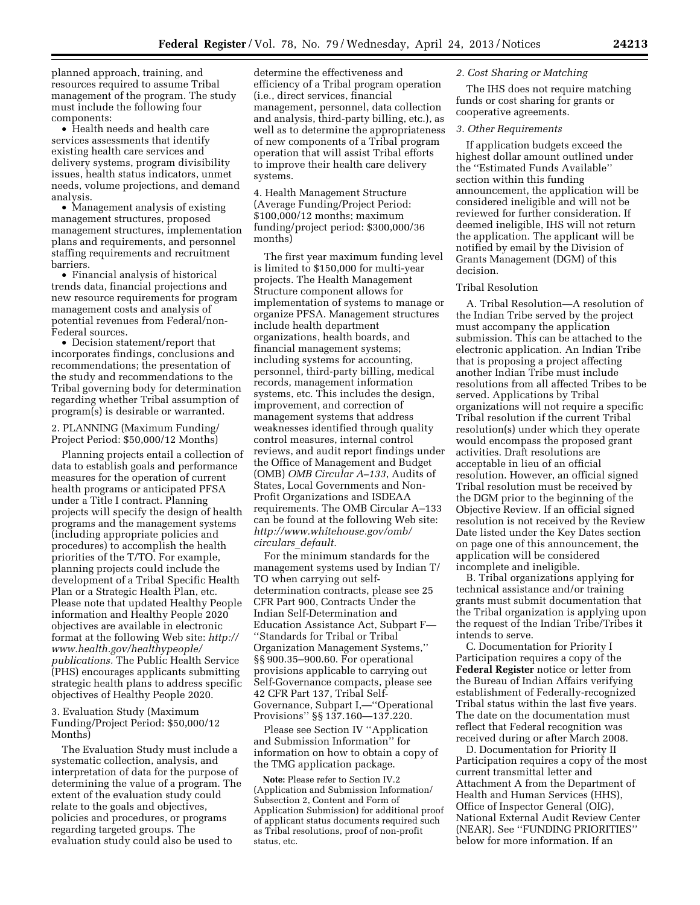planned approach, training, and resources required to assume Tribal management of the program. The study must include the following four components:

- Health needs and health care services assessments that identify existing health care services and delivery systems, program divisibility issues, health status indicators, unmet needs, volume projections, and demand analysis.
- Management analysis of existing management structures, proposed management structures, implementation plans and requirements, and personnel staffing requirements and recruitment barriers.
- Financial analysis of historical trends data, financial projections and new resource requirements for program management costs and analysis of potential revenues from Federal/non-Federal sources.
- Decision statement/report that incorporates findings, conclusions and recommendations; the presentation of the study and recommendations to the Tribal governing body for determination regarding whether Tribal assumption of program(s) is desirable or warranted.

2. PLANNING (Maximum Funding/Project Period: $50,000/12 Months)

Planning projects entail a collection of data to establish goals and performance measures for the operation of current health programs or anticipated PFSA under a Title I contract. Planning projects will specify the design of health programs and the management systems (including appropriate policies and procedures) to accomplish the health priorities of the T/TO. For example, planning projects could include the development of a Tribal Specific Health Plan or a Strategic Health Plan, etc. Please note that updated Healthy People information and Healthy People 2020 objectives are available in electronic format at the following Web site: *http://www.health.gov/healthypeople/publications.* The Public Health Service (PHS) encourages applicants submitting strategic health plans to address specific objectives of Healthy People 2020.

3. Evaluation Study (Maximum Funding/Project Period: $50,000/12 Months)

The Evaluation Study must include a systematic collection, analysis, and interpretation of data for the purpose of determining the value of a program. The extent of the evaluation study could relate to the goals and objectives, policies and procedures, or programs regarding targeted groups. The evaluation study could also be used to determine the effectiveness and efficiency of a Tribal program operation (i.e., direct services, financial management, personnel, data collection and analysis, third-party billing, etc.), as well as to determine the appropriateness of new components of a Tribal program operation that will assist Tribal efforts to improve their health care delivery systems.

4. Health Management Structure (Average Funding/Project Period: $100,000/12 months; maximum funding/project period: $300,000/36 months)

The first year maximum funding level is limited to $150,000 for multi-year projects. The Health Management Structure component allows for implementation of systems to manage or organize PFSA. Management structures include health department organizations, health boards, and financial management systems; including systems for accounting, personnel, third-party billing, medical records, management information systems, etc. This includes the design, improvement, and correction of management systems that address weaknesses identified through quality control measures, internal control reviews, and audit report findings under the Office of Management and Budget (OMB) *OMB Circular A–133*, Audits of States, Local Governments and Non-Profit Organizations and ISDEAA requirements. The OMB Circular A–133 can be found at the following Web site: *http://www.whitehouse.gov/omb/circulars_default.*

For the minimum standards for the management systems used by Indian T/TO when carrying out self-determination contracts, please see 25 CFR Part 900, Contracts Under the Indian Self-Determination and Education Assistance Act, Subpart F—''Standards for Tribal or Tribal Organization Management Systems,'' §§ 900.35–900.60. For operational provisions applicable to carrying out Self-Governance compacts, please see 42 CFR Part 137, Tribal Self-Governance, Subpart I,—''Operational Provisions'' §§ 137.160—137.220.

Please see Section IV ''Application and Submission Information'' for information on how to obtain a copy of the TMG application package.

**Note:** Please refer to Section IV.2 (Application and Submission Information/Subsection 2, Content and Form of Application Submission) for additional proof of applicant status documents required such as Tribal resolutions, proof of non-profit status, etc.

*2. Cost Sharing or Matching*

The IHS does not require matching funds or cost sharing for grants or cooperative agreements.

*3. Other Requirements*

If application budgets exceed the highest dollar amount outlined under the ''Estimated Funds Available'' section within this funding announcement, the application will be considered ineligible and will not be reviewed for further consideration. If deemed ineligible, IHS will not return the application. The applicant will be notified by email by the Division of Grants Management (DGM) of this decision.

Tribal Resolution

A. Tribal Resolution—A resolution of the Indian Tribe served by the project must accompany the application submission. This can be attached to the electronic application. An Indian Tribe that is proposing a project affecting another Indian Tribe must include resolutions from all affected Tribes to be served. Applications by Tribal organizations will not require a specific Tribal resolution if the current Tribal resolution(s) under which they operate would encompass the proposed grant activities. Draft resolutions are acceptable in lieu of an official resolution. However, an official signed Tribal resolution must be received by the DGM prior to the beginning of the Objective Review. If an official signed resolution is not received by the Review Date listed under the Key Dates section on page one of this announcement, the application will be considered incomplete and ineligible.

B. Tribal organizations applying for technical assistance and/or training grants must submit documentation that the Tribal organization is applying upon the request of the Indian Tribe/Tribes it intends to serve.

C. Documentation for Priority I Participation requires a copy of the **Federal Register** notice or letter from the Bureau of Indian Affairs verifying establishment of Federally-recognized Tribal status within the last five years. The date on the documentation must reflect that Federal recognition was received during or after March 2008.

D. Documentation for Priority II Participation requires a copy of the most current transmittal letter and Attachment A from the Department of Health and Human Services (HHS), Office of Inspector General (OIG), National External Audit Review Center (NEAR). See ''FUNDING PRIORITIES'' below for more information. If an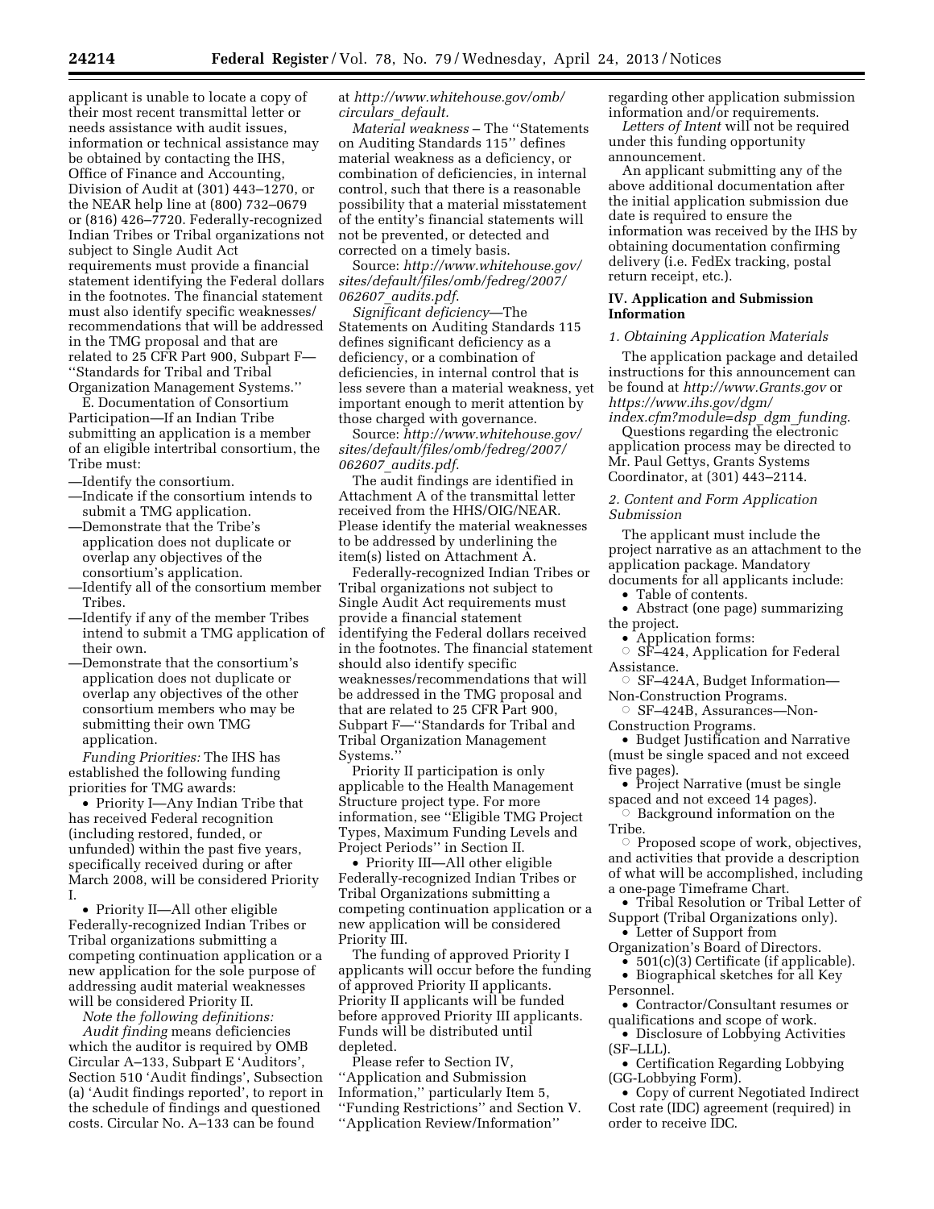applicant is unable to locate a copy of their most recent transmittal letter or needs assistance with audit issues, information or technical assistance may be obtained by contacting the IHS, Office of Finance and Accounting, Division of Audit at (301) 443–1270, or the NEAR help line at (800) 732–0679 or (816) 426–7720. Federally-recognized Indian Tribes or Tribal organizations not subject to Single Audit Act requirements must provide a financial statement identifying the Federal dollars in the footnotes. The financial statement must also identify specific weaknesses/recommendations that will be addressed in the TMG proposal and that are related to 25 CFR Part 900, Subpart F—''Standards for Tribal and Tribal Organization Management Systems.''

E. Documentation of Consortium Participation—If an Indian Tribe submitting an application is a member of an eligible intertribal consortium, the Tribe must:

—Identify the consortium.
—Indicate if the consortium intends to submit a TMG application.
—Demonstrate that the Tribe's application does not duplicate or overlap any objectives of the consortium's application.
—Identify all of the consortium member Tribes.
—Identify if any of the member Tribes intend to submit a TMG application of their own.
—Demonstrate that the consortium's application does not duplicate or overlap any objectives of the other consortium members who may be submitting their own TMG application.

*Funding Priorities:* The IHS has established the following funding priorities for TMG awards:

• Priority I—Any Indian Tribe that has received Federal recognition (including restored, funded, or unfunded) within the past five years, specifically received during or after March 2008, will be considered Priority I.

• Priority II—All other eligible Federally-recognized Indian Tribes or Tribal organizations submitting a competing continuation application or a new application for the sole purpose of addressing audit material weaknesses will be considered Priority II.

*Note the following definitions:*

*Audit finding* means deficiencies which the auditor is required by OMB Circular A–133, Subpart E 'Auditors', Section 510 'Audit findings', Subsection (a) 'Audit findings reported', to report in the schedule of findings and questioned costs. Circular No. A–133 can be found at *http://www.whitehouse.gov/omb/circulars_default.*

*Material weakness* – The ''Statements on Auditing Standards 115'' defines material weakness as a deficiency, or combination of deficiencies, in internal control, such that there is a reasonable possibility that a material misstatement of the entity's financial statements will not be prevented, or detected and corrected on a timely basis.

Source: *http://www.whitehouse.gov/sites/default/files/omb/fedreg/2007/062607_audits.pdf.*

*Significant deficiency*—The Statements on Auditing Standards 115 defines significant deficiency as a deficiency, or a combination of deficiencies, in internal control that is less severe than a material weakness, yet important enough to merit attention by those charged with governance.

Source: *http://www.whitehouse.gov/sites/default/files/omb/fedreg/2007/062607_audits.pdf.*

The audit findings are identified in Attachment A of the transmittal letter received from the HHS/OIG/NEAR. Please identify the material weaknesses to be addressed by underlining the item(s) listed on Attachment A.

Federally-recognized Indian Tribes or Tribal organizations not subject to Single Audit Act requirements must provide a financial statement identifying the Federal dollars received in the footnotes. The financial statement should also identify specific weaknesses/recommendations that will be addressed in the TMG proposal and that are related to 25 CFR Part 900, Subpart F—''Standards for Tribal and Tribal Organization Management Systems.''

Priority II participation is only applicable to the Health Management Structure project type. For more information, see ''Eligible TMG Project Types, Maximum Funding Levels and Project Periods'' in Section II.

• Priority III—All other eligible Federally-recognized Indian Tribes or Tribal Organizations submitting a competing continuation application or a new application will be considered Priority III.

The funding of approved Priority I applicants will occur before the funding of approved Priority II applicants. Priority II applicants will be funded before approved Priority III applicants. Funds will be distributed until depleted.

Please refer to Section IV, ''Application and Submission Information,'' particularly Item 5, ''Funding Restrictions'' and Section V. ''Application Review/Information'' regarding other application submission information and/or requirements.

*Letters of Intent* will not be required under this funding opportunity announcement.

An applicant submitting any of the above additional documentation after the initial application submission due date is required to ensure the information was received by the IHS by obtaining documentation confirming delivery (i.e. FedEx tracking, postal return receipt, etc.).

## IV. Application and Submission Information

### *1. Obtaining Application Materials*

The application package and detailed instructions for this announcement can be found at *http://www.Grants.gov* or *https://www.ihs.gov/dgm/index.cfm?module=dsp_dgm_funding.*

Questions regarding the electronic application process may be directed to Mr. Paul Gettys, Grants Systems Coordinator, at (301) 443–2114.

### *2. Content and Form Application Submission*

The applicant must include the project narrative as an attachment to the application package. Mandatory documents for all applicants include:

• Table of contents.
• Abstract (one page) summarizing the project.
• Application forms:
  ○ SF–424, Application for Federal Assistance.
  ○ SF–424A, Budget Information—Non-Construction Programs.
  ○ SF–424B, Assurances—Non-Construction Programs.
• Budget Justification and Narrative (must be single spaced and not exceed five pages).
• Project Narrative (must be single spaced and not exceed 14 pages).
  ○ Background information on the Tribe.
  ○ Proposed scope of work, objectives, and activities that provide a description of what will be accomplished, including a one-page Timeframe Chart.
• Tribal Resolution or Tribal Letter of Support (Tribal Organizations only).
• Letter of Support from Organization's Board of Directors.
• 501(c)(3) Certificate (if applicable).
• Biographical sketches for all Key Personnel.
• Contractor/Consultant resumes or qualifications and scope of work.
• Disclosure of Lobbying Activities (SF–LLL).
• Certification Regarding Lobbying (GG-Lobbying Form).
• Copy of current Negotiated Indirect Cost rate (IDC) agreement (required) in order to receive IDC.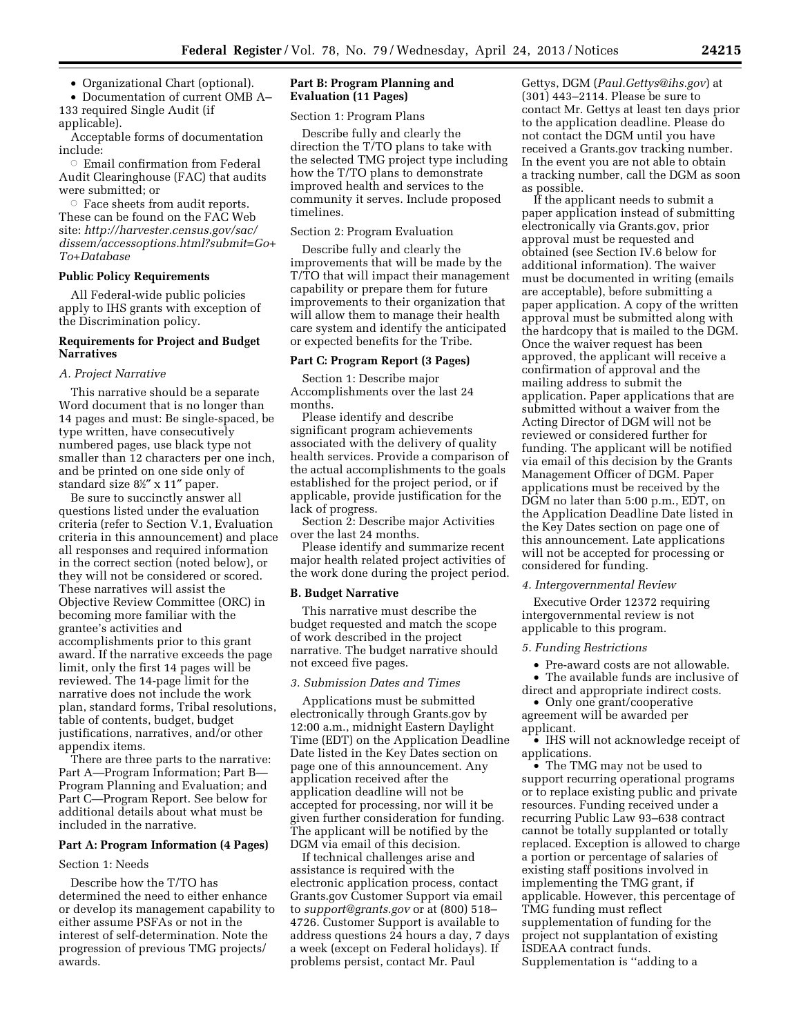- Organizational Chart (optional).
- Documentation of current OMB A–133 required Single Audit (if applicable).

Acceptable forms of documentation include:

- ○ Email confirmation from Federal Audit Clearinghouse (FAC) that audits were submitted; or
- ○ Face sheets from audit reports. These can be found on the FAC Web site: *http://harvester.census.gov/sac/dissem/accessoptions.html?submit=Go+To+Database*

**Public Policy Requirements**

All Federal-wide public policies apply to IHS grants with exception of the Discrimination policy.

**Requirements for Project and Budget Narratives**

*A. Project Narrative*

This narrative should be a separate Word document that is no longer than 14 pages and must: Be single-spaced, be type written, have consecutively numbered pages, use black type not smaller than 12 characters per one inch, and be printed on one side only of standard size 8½″ x 11″ paper.

Be sure to succinctly answer all questions listed under the evaluation criteria (refer to Section V.1, Evaluation criteria in this announcement) and place all responses and required information in the correct section (noted below), or they will not be considered or scored. These narratives will assist the Objective Review Committee (ORC) in becoming more familiar with the grantee's activities and accomplishments prior to this grant award. If the narrative exceeds the page limit, only the first 14 pages will be reviewed. The 14-page limit for the narrative does not include the work plan, standard forms, Tribal resolutions, table of contents, budget, budget justifications, narratives, and/or other appendix items.

There are three parts to the narrative: Part A—Program Information; Part B—Program Planning and Evaluation; and Part C—Program Report. See below for additional details about what must be included in the narrative.

**Part A: Program Information (4 Pages)**

Section 1: Needs

Describe how the T/TO has determined the need to either enhance or develop its management capability to either assume PSFAs or not in the interest of self-determination. Note the progression of previous TMG projects/awards.

**Part B: Program Planning and Evaluation (11 Pages)**

Section 1: Program Plans

Describe fully and clearly the direction the T/TO plans to take with the selected TMG project type including how the T/TO plans to demonstrate improved health and services to the community it serves. Include proposed timelines.

Section 2: Program Evaluation

Describe fully and clearly the improvements that will be made by the T/TO that will impact their management capability or prepare them for future improvements to their organization that will allow them to manage their health care system and identify the anticipated or expected benefits for the Tribe.

**Part C: Program Report (3 Pages)**

Section 1: Describe major Accomplishments over the last 24 months.

Please identify and describe significant program achievements associated with the delivery of quality health services. Provide a comparison of the actual accomplishments to the goals established for the project period, or if applicable, provide justification for the lack of progress.

Section 2: Describe major Activities over the last 24 months.

Please identify and summarize recent major health related project activities of the work done during the project period.

**B. Budget Narrative**

This narrative must describe the budget requested and match the scope of work described in the project narrative. The budget narrative should not exceed five pages.

*3. Submission Dates and Times*

Applications must be submitted electronically through Grants.gov by 12:00 a.m., midnight Eastern Daylight Time (EDT) on the Application Deadline Date listed in the Key Dates section on page one of this announcement. Any application received after the application deadline will not be accepted for processing, nor will it be given further consideration for funding. The applicant will be notified by the DGM via email of this decision.

If technical challenges arise and assistance is required with the electronic application process, contact Grants.gov Customer Support via email to *support@grants.gov* or at (800) 518–4726. Customer Support is available to address questions 24 hours a day, 7 days a week (except on Federal holidays). If problems persist, contact Mr. Paul Gettys, DGM (*Paul.Gettys@ihs.gov*) at (301) 443–2114. Please be sure to contact Mr. Gettys at least ten days prior to the application deadline. Please do not contact the DGM until you have received a Grants.gov tracking number. In the event you are not able to obtain a tracking number, call the DGM as soon as possible.

If the applicant needs to submit a paper application instead of submitting electronically via Grants.gov, prior approval must be requested and obtained (see Section IV.6 below for additional information). The waiver must be documented in writing (emails are acceptable), before submitting a paper application. A copy of the written approval must be submitted along with the hardcopy that is mailed to the DGM. Once the waiver request has been approved, the applicant will receive a confirmation of approval and the mailing address to submit the application. Paper applications that are submitted without a waiver from the Acting Director of DGM will not be reviewed or considered further for funding. The applicant will be notified via email of this decision by the Grants Management Officer of DGM. Paper applications must be received by the DGM no later than 5:00 p.m., EDT, on the Application Deadline Date listed in the Key Dates section on page one of this announcement. Late applications will not be accepted for processing or considered for funding.

*4. Intergovernmental Review*

Executive Order 12372 requiring intergovernmental review is not applicable to this program.

*5. Funding Restrictions*

- Pre-award costs are not allowable.
- The available funds are inclusive of direct and appropriate indirect costs.
- Only one grant/cooperative agreement will be awarded per applicant.
- IHS will not acknowledge receipt of applications.
- The TMG may not be used to support recurring operational programs or to replace existing public and private resources. Funding received under a recurring Public Law 93–638 contract cannot be totally supplanted or totally replaced. Exception is allowed to charge a portion or percentage of salaries of existing staff positions involved in implementing the TMG grant, if applicable. However, this percentage of TMG funding must reflect supplementation of funding for the project not supplantation of existing ISDEAA contract funds. Supplementation is ''adding to a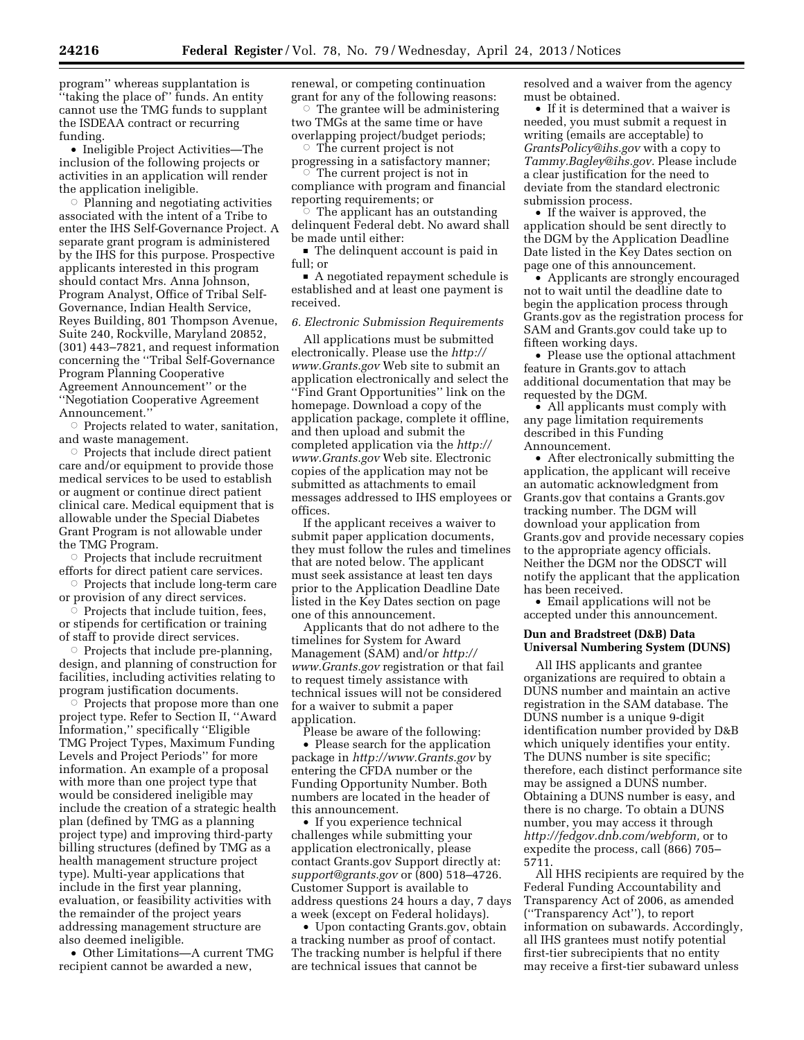program'' whereas supplantation is ''taking the place of'' funds. An entity cannot use the TMG funds to supplant the ISDEAA contract or recurring funding.

- Ineligible Project Activities—The inclusion of the following projects or activities in an application will render the application ineligible.
  - Planning and negotiating activities associated with the intent of a Tribe to enter the IHS Self-Governance Project. A separate grant program is administered by the IHS for this purpose. Prospective applicants interested in this program should contact Mrs. Anna Johnson, Program Analyst, Office of Tribal Self-Governance, Indian Health Service, Reyes Building, 801 Thompson Avenue, Suite 240, Rockville, Maryland 20852, (301) 443–7821, and request information concerning the ''Tribal Self-Governance Program Planning Cooperative Agreement Announcement'' or the ''Negotiation Cooperative Agreement Announcement.''
  - Projects related to water, sanitation, and waste management.
  - Projects that include direct patient care and/or equipment to provide those medical services to be used to establish or augment or continue direct patient clinical care. Medical equipment that is allowable under the Special Diabetes Grant Program is not allowable under the TMG Program.
  - Projects that include recruitment efforts for direct patient care services.
  - Projects that include long-term care or provision of any direct services.
  - Projects that include tuition, fees, or stipends for certification or training of staff to provide direct services.
  - Projects that include pre-planning, design, and planning of construction for facilities, including activities relating to program justification documents.
  - Projects that propose more than one project type. Refer to Section II, ''Award Information,'' specifically ''Eligible TMG Project Types, Maximum Funding Levels and Project Periods'' for more information. An example of a proposal with more than one project type that would be considered ineligible may include the creation of a strategic health plan (defined by TMG as a planning project type) and improving third-party billing structures (defined by TMG as a health management structure project type). Multi-year applications that include in the first year planning, evaluation, or feasibility activities with the remainder of the project years addressing management structure are also deemed ineligible.
- Other Limitations—A current TMG recipient cannot be awarded a new, renewal, or competing continuation grant for any of the following reasons:
  - The grantee will be administering two TMGs at the same time or have overlapping project/budget periods;
  - The current project is not progressing in a satisfactory manner;
  - The current project is not in compliance with program and financial reporting requirements; or
  - The applicant has an outstanding delinquent Federal debt. No award shall be made until either:
    - The delinquent account is paid in full; or
    - A negotiated repayment schedule is established and at least one payment is received.

*6. Electronic Submission Requirements*

All applications must be submitted electronically. Please use the *http://www.Grants.gov* Web site to submit an application electronically and select the ''Find Grant Opportunities'' link on the homepage. Download a copy of the application package, complete it offline, and then upload and submit the completed application via the *http://www.Grants.gov* Web site. Electronic copies of the application may not be submitted as attachments to email messages addressed to IHS employees or offices.

If the applicant receives a waiver to submit paper application documents, they must follow the rules and timelines that are noted below. The applicant must seek assistance at least ten days prior to the Application Deadline Date listed in the Key Dates section on page one of this announcement.

Applicants that do not adhere to the timelines for System for Award Management (SAM) and/or *http://www.Grants.gov* registration or that fail to request timely assistance with technical issues will not be considered for a waiver to submit a paper application.

Please be aware of the following:

- Please search for the application package in *http://www.Grants.gov* by entering the CFDA number or the Funding Opportunity Number. Both numbers are located in the header of this announcement.
- If you experience technical challenges while submitting your application electronically, please contact Grants.gov Support directly at: *support@grants.gov* or (800) 518–4726. Customer Support is available to address questions 24 hours a day, 7 days a week (except on Federal holidays).
- Upon contacting Grants.gov, obtain a tracking number as proof of contact. The tracking number is helpful if there are technical issues that cannot be resolved and a waiver from the agency must be obtained.
- If it is determined that a waiver is needed, you must submit a request in writing (emails are acceptable) to *GrantsPolicy@ihs.gov* with a copy to *Tammy.Bagley@ihs.gov.* Please include a clear justification for the need to deviate from the standard electronic submission process.
- If the waiver is approved, the application should be sent directly to the DGM by the Application Deadline Date listed in the Key Dates section on page one of this announcement.
- Applicants are strongly encouraged not to wait until the deadline date to begin the application process through Grants.gov as the registration process for SAM and Grants.gov could take up to fifteen working days.
- Please use the optional attachment feature in Grants.gov to attach additional documentation that may be requested by the DGM.
- All applicants must comply with any page limitation requirements described in this Funding Announcement.
- After electronically submitting the application, the applicant will receive an automatic acknowledgment from Grants.gov that contains a Grants.gov tracking number. The DGM will download your application from Grants.gov and provide necessary copies to the appropriate agency officials. Neither the DGM nor the ODSCT will notify the applicant that the application has been received.
- Email applications will not be accepted under this announcement.

**Dun and Bradstreet (D&B) Data Universal Numbering System (DUNS)**

All IHS applicants and grantee organizations are required to obtain a DUNS number and maintain an active registration in the SAM database. The DUNS number is a unique 9-digit identification number provided by D&B which uniquely identifies your entity. The DUNS number is site specific; therefore, each distinct performance site may be assigned a DUNS number. Obtaining a DUNS number is easy, and there is no charge. To obtain a DUNS number, you may access it through *http://fedgov.dnb.com/webform,* or to expedite the process, call (866) 705–5711.

All HHS recipients are required by the Federal Funding Accountability and Transparency Act of 2006, as amended (''Transparency Act''), to report information on subawards. Accordingly, all IHS grantees must notify potential first-tier subrecipients that no entity may receive a first-tier subaward unless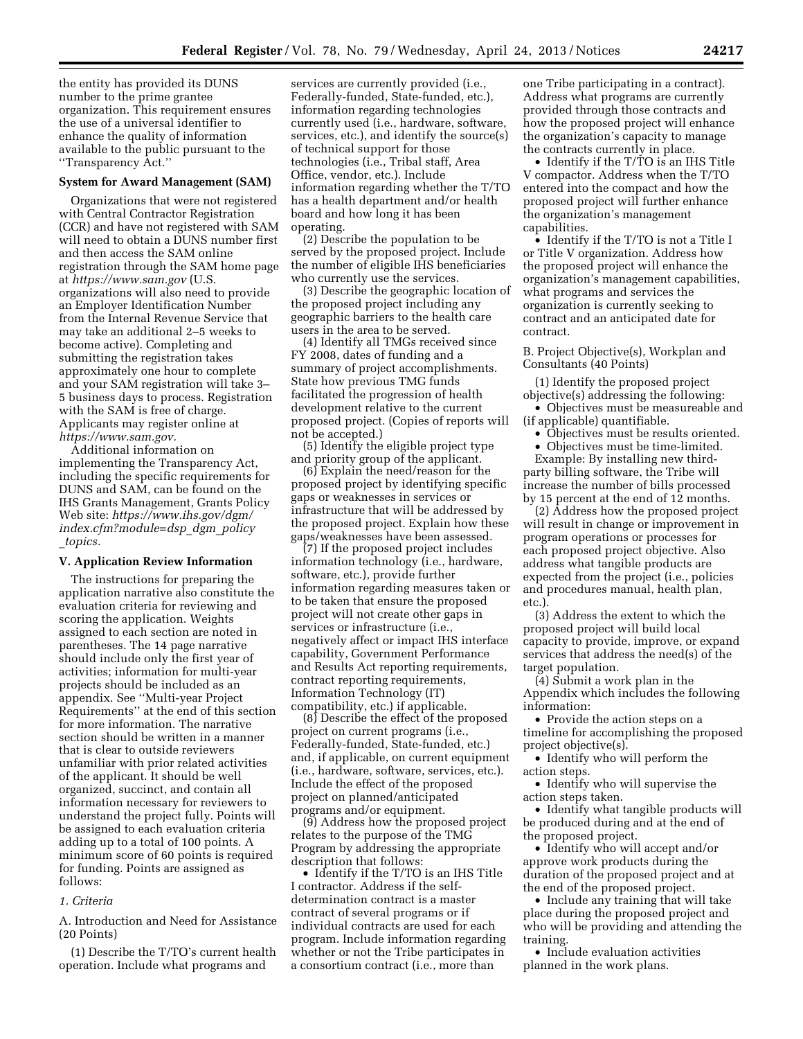the entity has provided its DUNS number to the prime grantee organization. This requirement ensures the use of a universal identifier to enhance the quality of information available to the public pursuant to the ''Transparency Act.''

**System for Award Management (SAM)**

Organizations that were not registered with Central Contractor Registration (CCR) and have not registered with SAM will need to obtain a DUNS number first and then access the SAM online registration through the SAM home page at *https://www.sam.gov* (U.S. organizations will also need to provide an Employer Identification Number from the Internal Revenue Service that may take an additional 2–5 weeks to become active). Completing and submitting the registration takes approximately one hour to complete and your SAM registration will take 3–5 business days to process. Registration with the SAM is free of charge. Applicants may register online at *https://www.sam.gov.*

Additional information on implementing the Transparency Act, including the specific requirements for DUNS and SAM, can be found on the IHS Grants Management, Grants Policy Web site: *https://www.ihs.gov/dgm/index.cfm?module=dsp_dgm_policy_topics.*

## V. Application Review Information

The instructions for preparing the application narrative also constitute the evaluation criteria for reviewing and scoring the application. Weights assigned to each section are noted in parentheses. The 14 page narrative should include only the first year of activities; information for multi-year projects should be included as an appendix. See ''Multi-year Project Requirements'' at the end of this section for more information. The narrative section should be written in a manner that is clear to outside reviewers unfamiliar with prior related activities of the applicant. It should be well organized, succinct, and contain all information necessary for reviewers to understand the project fully. Points will be assigned to each evaluation criteria adding up to a total of 100 points. A minimum score of 60 points is required for funding. Points are assigned as follows:

*1. Criteria*

A. Introduction and Need for Assistance (20 Points)

(1) Describe the T/TO's current health operation. Include what programs and services are currently provided (i.e., Federally-funded, State-funded, etc.), information regarding technologies currently used (i.e., hardware, software, services, etc.), and identify the source(s) of technical support for those technologies (i.e., Tribal staff, Area Office, vendor, etc.). Include information regarding whether the T/TO has a health department and/or health board and how long it has been operating.

(2) Describe the population to be served by the proposed project. Include the number of eligible IHS beneficiaries who currently use the services.

(3) Describe the geographic location of the proposed project including any geographic barriers to the health care users in the area to be served.

(4) Identify all TMGs received since FY 2008, dates of funding and a summary of project accomplishments. State how previous TMG funds facilitated the progression of health development relative to the current proposed project. (Copies of reports will not be accepted.)

(5) Identify the eligible project type and priority group of the applicant.

(6) Explain the need/reason for the proposed project by identifying specific gaps or weaknesses in services or infrastructure that will be addressed by the proposed project. Explain how these gaps/weaknesses have been assessed.

(7) If the proposed project includes information technology (i.e., hardware, software, etc.), provide further information regarding measures taken or to be taken that ensure the proposed project will not create other gaps in services or infrastructure (i.e., negatively affect or impact IHS interface capability, Government Performance and Results Act reporting requirements, contract reporting requirements, Information Technology (IT) compatibility, etc.) if applicable.

(8) Describe the effect of the proposed project on current programs (i.e., Federally-funded, State-funded, etc.) and, if applicable, on current equipment (i.e., hardware, software, services, etc.). Include the effect of the proposed project on planned/anticipated programs and/or equipment.

(9) Address how the proposed project relates to the purpose of the TMG Program by addressing the appropriate description that follows:

- Identify if the T/TO is an IHS Title I contractor. Address if the self-determination contract is a master contract of several programs or if individual contracts are used for each program. Include information regarding whether or not the Tribe participates in a consortium contract (i.e., more than one Tribe participating in a contract). Address what programs are currently provided through those contracts and how the proposed project will enhance the organization's capacity to manage the contracts currently in place.
- Identify if the T/TO is an IHS Title V compactor. Address when the T/TO entered into the compact and how the proposed project will further enhance the organization's management capabilities.
- Identify if the T/TO is not a Title I or Title V organization. Address how the proposed project will enhance the organization's management capabilities, what programs and services the organization is currently seeking to contract and an anticipated date for contract.

B. Project Objective(s), Workplan and Consultants (40 Points)

(1) Identify the proposed project objective(s) addressing the following:

- Objectives must be measureable and (if applicable) quantifiable.
- Objectives must be results oriented.
- Objectives must be time-limited.

Example: By installing new third-party billing software, the Tribe will increase the number of bills processed by 15 percent at the end of 12 months.

(2) Address how the proposed project will result in change or improvement in program operations or processes for each proposed project objective. Also address what tangible products are expected from the project (i.e., policies and procedures manual, health plan, etc.).

(3) Address the extent to which the proposed project will build local capacity to provide, improve, or expand services that address the need(s) of the target population.

(4) Submit a work plan in the Appendix which includes the following information:

- Provide the action steps on a timeline for accomplishing the proposed project objective(s).
- Identify who will perform the action steps.
- Identify who will supervise the action steps taken.
- Identify what tangible products will be produced during and at the end of the proposed project.
- Identify who will accept and/or approve work products during the duration of the proposed project and at the end of the proposed project.
- Include any training that will take place during the proposed project and who will be providing and attending the training.
- Include evaluation activities planned in the work plans.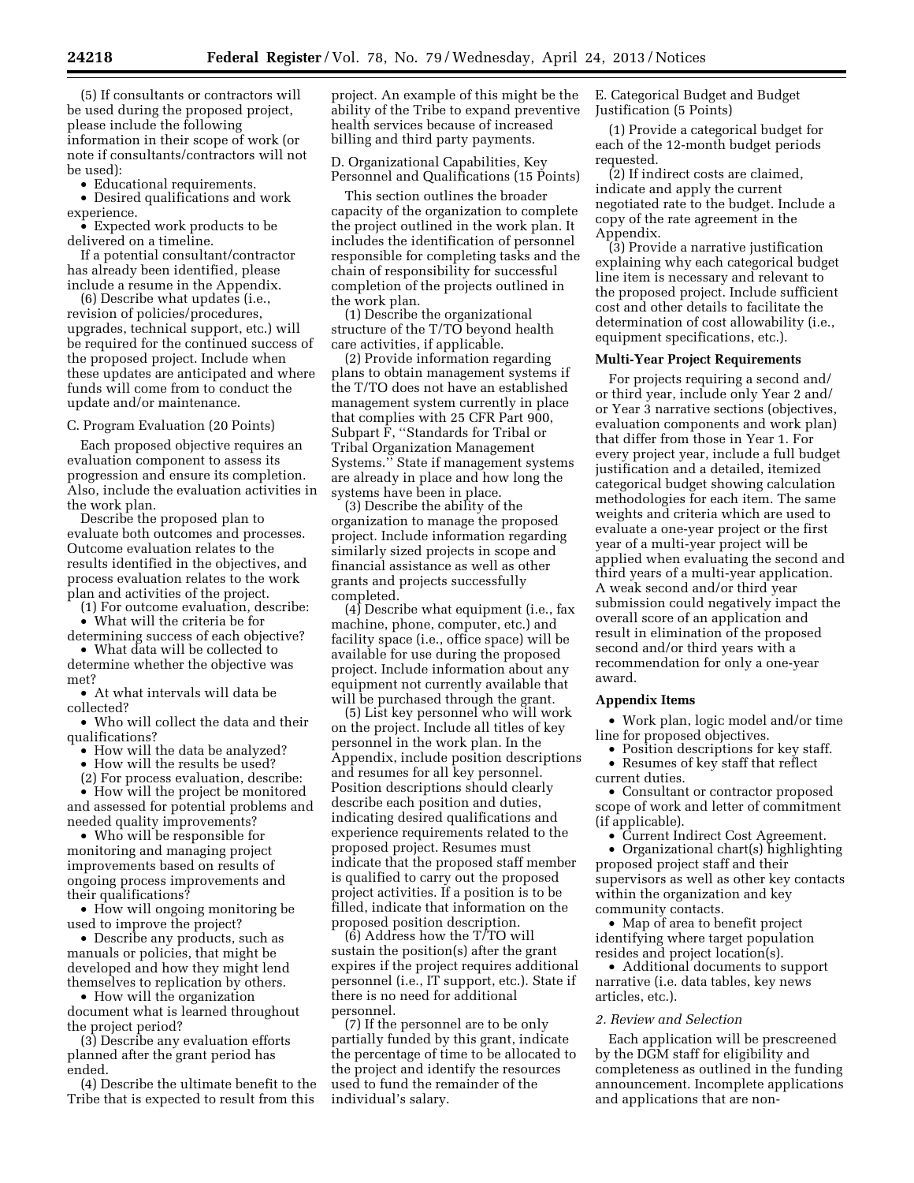(5) If consultants or contractors will be used during the proposed project, please include the following information in their scope of work (or note if consultants/contractors will not be used):

- Educational requirements.
- Desired qualifications and work experience.
- Expected work products to be delivered on a timeline.

If a potential consultant/contractor has already been identified, please include a resume in the Appendix.

(6) Describe what updates (i.e., revision of policies/procedures, upgrades, technical support, etc.) will be required for the continued success of the proposed project. Include when these updates are anticipated and where funds will come from to conduct the update and/or maintenance.

C. Program Evaluation (20 Points)

Each proposed objective requires an evaluation component to assess its progression and ensure its completion. Also, include the evaluation activities in the work plan.

Describe the proposed plan to evaluate both outcomes and processes. Outcome evaluation relates to the results identified in the objectives, and process evaluation relates to the work plan and activities of the project.

(1) For outcome evaluation, describe:

- What will the criteria be for determining success of each objective?
- What data will be collected to determine whether the objective was met?
- At what intervals will data be collected?
- Who will collect the data and their qualifications?
- How will the data be analyzed?
- How will the results be used?

(2) For process evaluation, describe:

- How will the project be monitored and assessed for potential problems and needed quality improvements?
- Who will be responsible for monitoring and managing project improvements based on results of ongoing process improvements and their qualifications?
- How will ongoing monitoring be used to improve the project?
- Describe any products, such as manuals or policies, that might be developed and how they might lend themselves to replication by others.
- How will the organization document what is learned throughout the project period?

(3) Describe any evaluation efforts planned after the grant period has ended.

(4) Describe the ultimate benefit to the Tribe that is expected to result from this project. An example of this might be the ability of the Tribe to expand preventive health services because of increased billing and third party payments.

D. Organizational Capabilities, Key Personnel and Qualifications (15 Points)

This section outlines the broader capacity of the organization to complete the project outlined in the work plan. It includes the identification of personnel responsible for completing tasks and the chain of responsibility for successful completion of the projects outlined in the work plan.

(1) Describe the organizational structure of the T/TO beyond health care activities, if applicable.

(2) Provide information regarding plans to obtain management systems if the T/TO does not have an established management system currently in place that complies with 25 CFR Part 900, Subpart F, ''Standards for Tribal or Tribal Organization Management Systems.'' State if management systems are already in place and how long the systems have been in place.

(3) Describe the ability of the organization to manage the proposed project. Include information regarding similarly sized projects in scope and financial assistance as well as other grants and projects successfully completed.

(4) Describe what equipment (i.e., fax machine, phone, computer, etc.) and facility space (i.e., office space) will be available for use during the proposed project. Include information about any equipment not currently available that will be purchased through the grant.

(5) List key personnel who will work on the project. Include all titles of key personnel in the work plan. In the Appendix, include position descriptions and resumes for all key personnel. Position descriptions should clearly describe each position and duties, indicating desired qualifications and experience requirements related to the proposed project. Resumes must indicate that the proposed staff member is qualified to carry out the proposed project activities. If a position is to be filled, indicate that information on the proposed position description.

(6) Address how the T/TO will sustain the position(s) after the grant expires if the project requires additional personnel (i.e., IT support, etc.). State if there is no need for additional personnel.

(7) If the personnel are to be only partially funded by this grant, indicate the percentage of time to be allocated to the project and identify the resources used to fund the remainder of the individual's salary.

E. Categorical Budget and Budget Justification (5 Points)

(1) Provide a categorical budget for each of the 12-month budget periods requested.

(2) If indirect costs are claimed, indicate and apply the current negotiated rate to the budget. Include a copy of the rate agreement in the Appendix.

(3) Provide a narrative justification explaining why each categorical budget line item is necessary and relevant to the proposed project. Include sufficient cost and other details to facilitate the determination of cost allowability (i.e., equipment specifications, etc.).

**Multi-Year Project Requirements**

For projects requiring a second and/or third year, include only Year 2 and/or Year 3 narrative sections (objectives, evaluation components and work plan) that differ from those in Year 1. For every project year, include a full budget justification and a detailed, itemized categorical budget showing calculation methodologies for each item. The same weights and criteria which are used to evaluate a one-year project or the first year of a multi-year project will be applied when evaluating the second and third years of a multi-year application. A weak second and/or third year submission could negatively impact the overall score of an application and result in elimination of the proposed second and/or third years with a recommendation for only a one-year award.

**Appendix Items**

- Work plan, logic model and/or time line for proposed objectives.
- Position descriptions for key staff.
- Resumes of key staff that reflect current duties.
- Consultant or contractor proposed scope of work and letter of commitment (if applicable).
- Current Indirect Cost Agreement.
- Organizational chart(s) highlighting proposed project staff and their supervisors as well as other key contacts within the organization and key community contacts.
- Map of area to benefit project identifying where target population resides and project location(s).
- Additional documents to support narrative (i.e. data tables, key news articles, etc.).

*2. Review and Selection*

Each application will be prescreened by the DGM staff for eligibility and completeness as outlined in the funding announcement. Incomplete applications and applications that are non-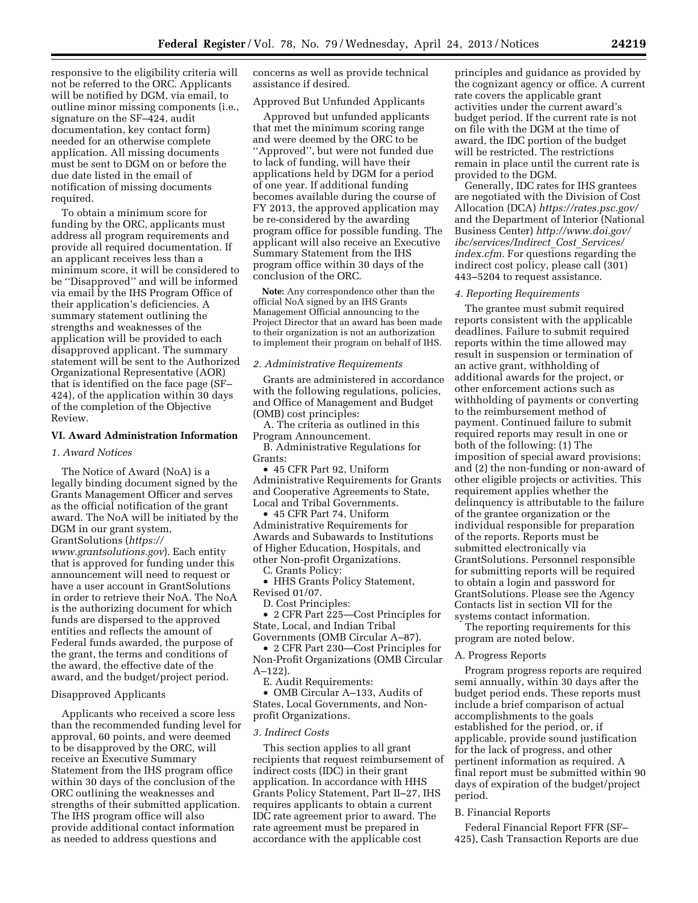responsive to the eligibility criteria will not be referred to the ORC. Applicants will be notified by DGM, via email, to outline minor missing components (i.e., signature on the SF–424, audit documentation, key contact form) needed for an otherwise complete application. All missing documents must be sent to DGM on or before the due date listed in the email of notification of missing documents required.

To obtain a minimum score for funding by the ORC, applicants must address all program requirements and provide all required documentation. If an applicant receives less than a minimum score, it will be considered to be ''Disapproved'' and will be informed via email by the IHS Program Office of their application's deficiencies. A summary statement outlining the strengths and weaknesses of the application will be provided to each disapproved applicant. The summary statement will be sent to the Authorized Organizational Representative (AOR) that is identified on the face page (SF–424), of the application within 30 days of the completion of the Objective Review.

## VI. Award Administration Information

### *1. Award Notices*

The Notice of Award (NoA) is a legally binding document signed by the Grants Management Officer and serves as the official notification of the grant award. The NoA will be initiated by the DGM in our grant system, GrantSolutions (*https://www.grantsolutions.gov*). Each entity that is approved for funding under this announcement will need to request or have a user account in GrantSolutions in order to retrieve their NoA. The NoA is the authorizing document for which funds are dispersed to the approved entities and reflects the amount of Federal funds awarded, the purpose of the grant, the terms and conditions of the award, the effective date of the award, and the budget/project period.

#### Disapproved Applicants

Applicants who received a score less than the recommended funding level for approval, 60 points, and were deemed to be disapproved by the ORC, will receive an Executive Summary Statement from the IHS program office within 30 days of the conclusion of the ORC outlining the weaknesses and strengths of their submitted application. The IHS program office will also provide additional contact information as needed to address questions and concerns as well as provide technical assistance if desired.

#### Approved But Unfunded Applicants

Approved but unfunded applicants that met the minimum scoring range and were deemed by the ORC to be ''Approved'', but were not funded due to lack of funding, will have their applications held by DGM for a period of one year. If additional funding becomes available during the course of FY 2013, the approved application may be re-considered by the awarding program office for possible funding. The applicant will also receive an Executive Summary Statement from the IHS program office within 30 days of the conclusion of the ORC.

**Note:** Any correspondence other than the official NoA signed by an IHS Grants Management Official announcing to the Project Director that an award has been made to their organization is not an authorization to implement their program on behalf of IHS.

### *2. Administrative Requirements*

Grants are administered in accordance with the following regulations, policies, and Office of Management and Budget (OMB) cost principles:

A. The criteria as outlined in this Program Announcement.

B. Administrative Regulations for Grants:

- 45 CFR Part 92, Uniform Administrative Requirements for Grants and Cooperative Agreements to State, Local and Tribal Governments.
- 45 CFR Part 74, Uniform Administrative Requirements for Awards and Subawards to Institutions of Higher Education, Hospitals, and other Non-profit Organizations.

C. Grants Policy:

- HHS Grants Policy Statement, Revised 01/07.

D. Cost Principles:

- 2 CFR Part 225—Cost Principles for State, Local, and Indian Tribal Governments (OMB Circular A–87).
- 2 CFR Part 230—Cost Principles for Non-Profit Organizations (OMB Circular A–122).

E. Audit Requirements:

- OMB Circular A–133, Audits of States, Local Governments, and Non-profit Organizations.

### *3. Indirect Costs*

This section applies to all grant recipients that request reimbursement of indirect costs (IDC) in their grant application. In accordance with HHS Grants Policy Statement, Part II–27, IHS requires applicants to obtain a current IDC rate agreement prior to award. The rate agreement must be prepared in accordance with the applicable cost principles and guidance as provided by the cognizant agency or office. A current rate covers the applicable grant activities under the current award's budget period. If the current rate is not on file with the DGM at the time of award, the IDC portion of the budget will be restricted. The restrictions remain in place until the current rate is provided to the DGM.

Generally, IDC rates for IHS grantees are negotiated with the Division of Cost Allocation (DCA) *https://rates.psc.gov/* and the Department of Interior (National Business Center) *http://www.doi.gov/ibc/services/Indirect_Cost_Services/index.cfm.* For questions regarding the indirect cost policy, please call (301) 443–5204 to request assistance.

### *4. Reporting Requirements*

The grantee must submit required reports consistent with the applicable deadlines. Failure to submit required reports within the time allowed may result in suspension or termination of an active grant, withholding of additional awards for the project, or other enforcement actions such as withholding of payments or converting to the reimbursement method of payment. Continued failure to submit required reports may result in one or both of the following: (1) The imposition of special award provisions; and (2) the non-funding or non-award of other eligible projects or activities. This requirement applies whether the delinquency is attributable to the failure of the grantee organization or the individual responsible for preparation of the reports. Reports must be submitted electronically via GrantSolutions. Personnel responsible for submitting reports will be required to obtain a login and password for GrantSolutions. Please see the Agency Contacts list in section VII for the systems contact information.

The reporting requirements for this program are noted below.

#### A. Progress Reports

Program progress reports are required semi annually, within 30 days after the budget period ends. These reports must include a brief comparison of actual accomplishments to the goals established for the period, or, if applicable, provide sound justification for the lack of progress, and other pertinent information as required. A final report must be submitted within 90 days of expiration of the budget/project period.

#### B. Financial Reports

Federal Financial Report FFR (SF–425), Cash Transaction Reports are due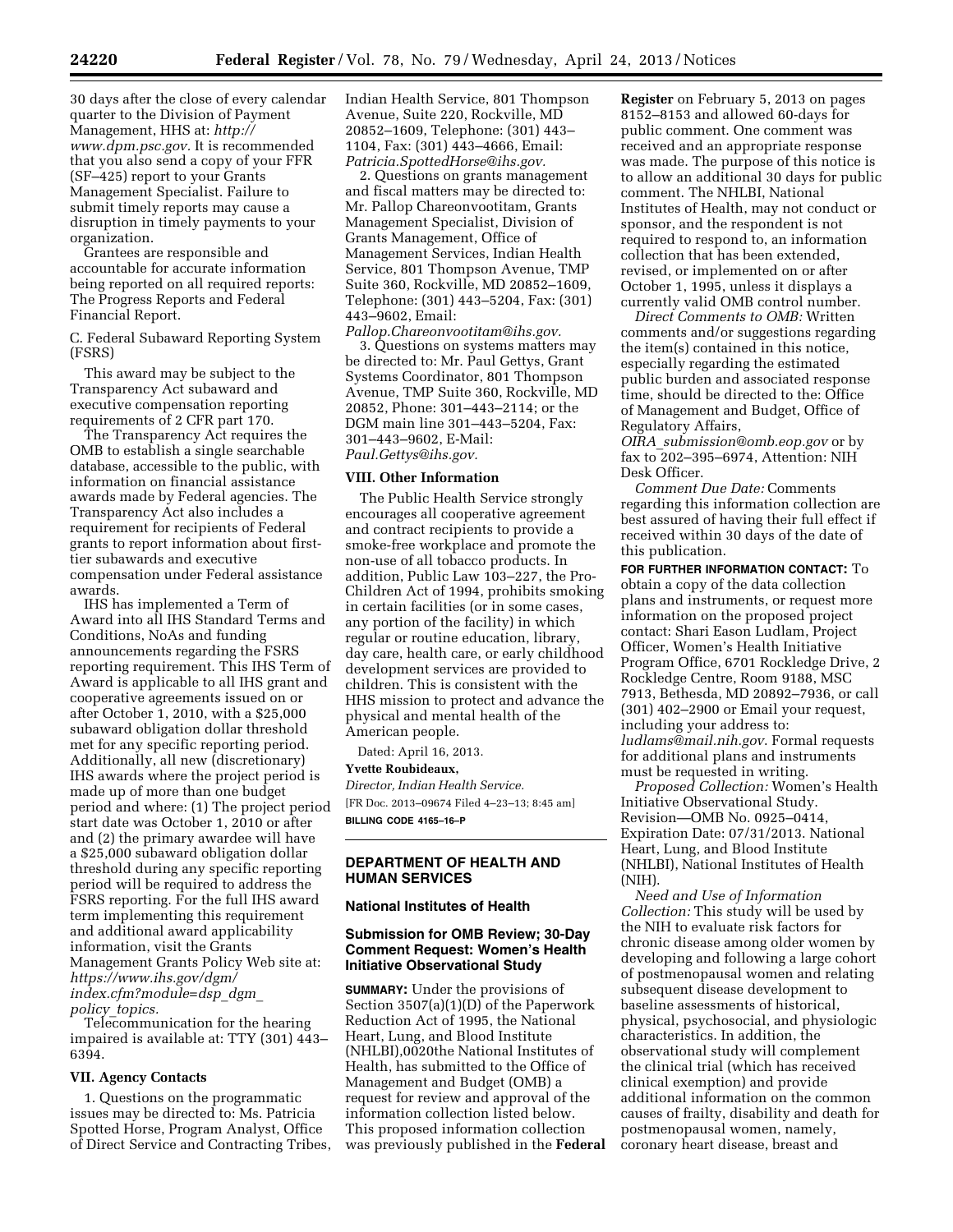30 days after the close of every calendar quarter to the Division of Payment Management, HHS at: *http://www.dpm.psc.gov.* It is recommended that you also send a copy of your FFR (SF–425) report to your Grants Management Specialist. Failure to submit timely reports may cause a disruption in timely payments to your organization.

Grantees are responsible and accountable for accurate information being reported on all required reports: The Progress Reports and Federal Financial Report.

C. Federal Subaward Reporting System (FSRS)

This award may be subject to the Transparency Act subaward and executive compensation reporting requirements of 2 CFR part 170.

The Transparency Act requires the OMB to establish a single searchable database, accessible to the public, with information on financial assistance awards made by Federal agencies. The Transparency Act also includes a requirement for recipients of Federal grants to report information about first-tier subawards and executive compensation under Federal assistance awards.

IHS has implemented a Term of Award into all IHS Standard Terms and Conditions, NoAs and funding announcements regarding the FSRS reporting requirement. This IHS Term of Award is applicable to all IHS grant and cooperative agreements issued on or after October 1, 2010, with a $25,000 subaward obligation dollar threshold met for any specific reporting period. Additionally, all new (discretionary) IHS awards where the project period is made up of more than one budget period and where: (1) The project period start date was October 1, 2010 or after and (2) the primary awardee will have a $25,000 subaward obligation dollar threshold during any specific reporting period will be required to address the FSRS reporting. For the full IHS award term implementing this requirement and additional award applicability information, visit the Grants Management Grants Policy Web site at: *https://www.ihs.gov/dgm/index.cfm?module=dsp_dgm_policy_topics.*

Telecommunication for the hearing impaired is available at: TTY (301) 443–6394.

**VII. Agency Contacts**

1. Questions on the programmatic issues may be directed to: Ms. Patricia Spotted Horse, Program Analyst, Office of Direct Service and Contracting Tribes, Indian Health Service, 801 Thompson Avenue, Suite 220, Rockville, MD 20852–1609, Telephone: (301) 443–1104, Fax: (301) 443–4666, Email: *Patricia.SpottedHorse@ihs.gov.*

2. Questions on grants management and fiscal matters may be directed to: Mr. Pallop Chareonvootitam, Grants Management Specialist, Division of Grants Management, Office of Management Services, Indian Health Service, 801 Thompson Avenue, TMP Suite 360, Rockville, MD 20852–1609, Telephone: (301) 443–5204, Fax: (301) 443–9602, Email: *Pallop.Chareonvootitam@ihs.gov.*

3. Questions on systems matters may be directed to: Mr. Paul Gettys, Grant Systems Coordinator, 801 Thompson Avenue, TMP Suite 360, Rockville, MD 20852, Phone: 301–443–2114; or the DGM main line 301–443–5204, Fax: 301–443–9602, E-Mail: *Paul.Gettys@ihs.gov.*

**VIII. Other Information**

The Public Health Service strongly encourages all cooperative agreement and contract recipients to provide a smoke-free workplace and promote the non-use of all tobacco products. In addition, Public Law 103–227, the Pro-Children Act of 1994, prohibits smoking in certain facilities (or in some cases, any portion of the facility) in which regular or routine education, library, day care, health care, or early childhood development services are provided to children. This is consistent with the HHS mission to protect and advance the physical and mental health of the American people.

Dated: April 16, 2013.

**Yvette Roubideaux,**

*Director, Indian Health Service.*

[FR Doc. 2013–09674 Filed 4–23–13; 8:45 am]

**BILLING CODE 4165–16–P**

---

## DEPARTMENT OF HEALTH AND HUMAN SERVICES

### National Institutes of Health

### Submission for OMB Review; 30-Day Comment Request: Women's Health Initiative Observational Study

**SUMMARY:** Under the provisions of Section 3507(a)(1)(D) of the Paperwork Reduction Act of 1995, the National Heart, Lung, and Blood Institute (NHLBI),0020the National Institutes of Health, has submitted to the Office of Management and Budget (OMB) a request for review and approval of the information collection listed below. This proposed information collection was previously published in the **Federal Register** on February 5, 2013 on pages 8152–8153 and allowed 60-days for public comment. One comment was received and an appropriate response was made. The purpose of this notice is to allow an additional 30 days for public comment. The NHLBI, National Institutes of Health, may not conduct or sponsor, and the respondent is not required to respond to, an information collection that has been extended, revised, or implemented on or after October 1, 1995, unless it displays a currently valid OMB control number.

*Direct Comments to OMB:* Written comments and/or suggestions regarding the item(s) contained in this notice, especially regarding the estimated public burden and associated response time, should be directed to the: Office of Management and Budget, Office of Regulatory Affairs, *OIRA_submission@omb.eop.gov* or by fax to 202–395–6974, Attention: NIH Desk Officer.

*Comment Due Date:* Comments regarding this information collection are best assured of having their full effect if received within 30 days of the date of this publication.

**FOR FURTHER INFORMATION CONTACT:** To obtain a copy of the data collection plans and instruments, or request more information on the proposed project contact: Shari Eason Ludlam, Project Officer, Women's Health Initiative Program Office, 6701 Rockledge Drive, 2 Rockledge Centre, Room 9188, MSC 7913, Bethesda, MD 20892–7936, or call (301) 402–2900 or Email your request, including your address to: *ludlams@mail.nih.gov.* Formal requests for additional plans and instruments must be requested in writing.

*Proposed Collection:* Women's Health Initiative Observational Study. Revision—OMB No. 0925–0414, Expiration Date: 07/31/2013. National Heart, Lung, and Blood Institute (NHLBI), National Institutes of Health (NIH).

*Need and Use of Information Collection:* This study will be used by the NIH to evaluate risk factors for chronic disease among older women by developing and following a large cohort of postmenopausal women and relating subsequent disease development to baseline assessments of historical, physical, psychosocial, and physiologic characteristics. In addition, the observational study will complement the clinical trial (which has received clinical exemption) and provide additional information on the common causes of frailty, disability and death for postmenopausal women, namely, coronary heart disease, breast and